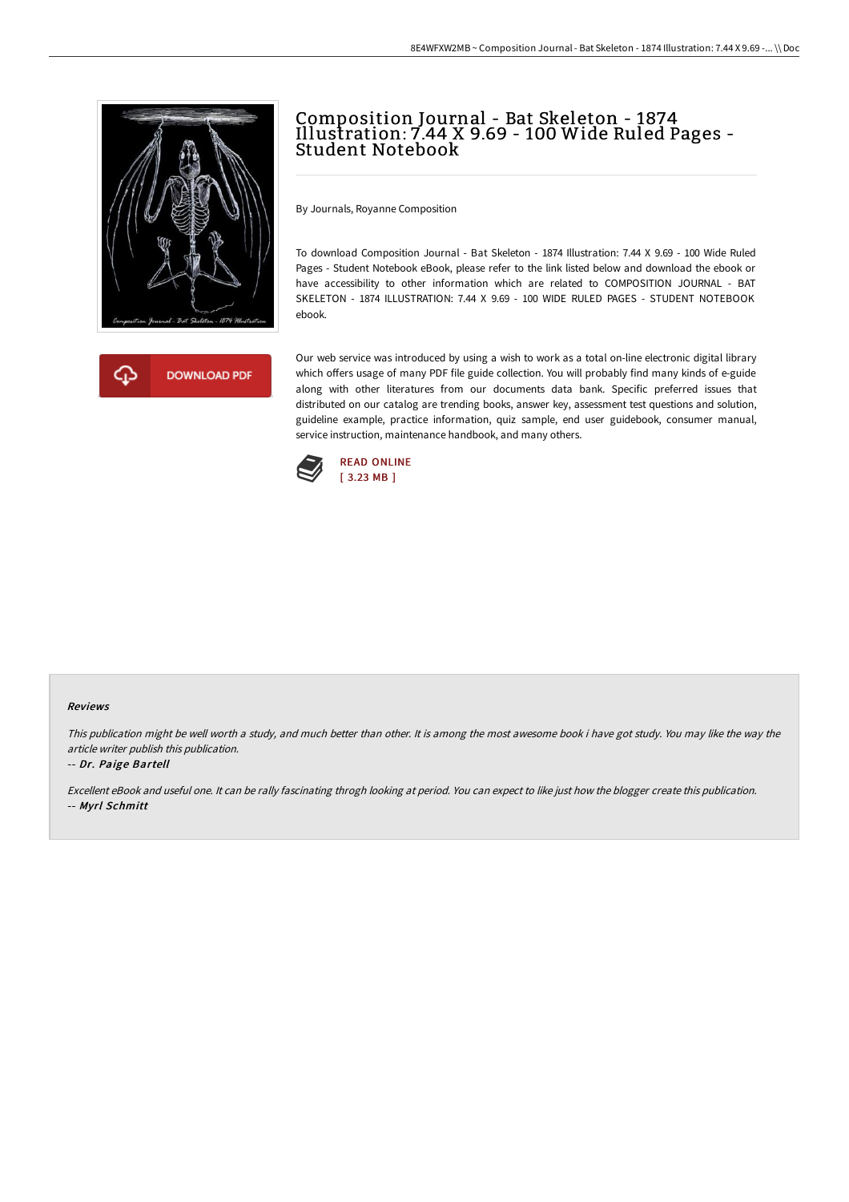# Composition Journal - Bat Skeleton - 1874 Illustration: 7.44 X 9.69 - 100 Wide Ruled Pages - Student Notebook

By Journals, Royanne Composition

To download Composition Journal - Bat Skeleton - 1874 Illustration: 7.44 X 9.69 - 100 Wide Ruled Pages - Student Notebook eBook, please refer to the link listed below and download the ebook or have accessibility to other information which are related to COMPOSITION JOURNAL - BAT SKELETON - 1874 ILLUSTRATION: 7.44 X 9.69 - 100 WIDE RULED PAGES - STUDENT NOTEBOOK ebook.

DOWNLOAD PDF

Our web service was introduced by using a wish to work as a total on-line electronic digital library which offers usage of many PDF file guide collection. You will probably find many kinds of e-guide along with other literatures from our documents data bank. Specific preferred issues that distributed on our catalog are trending books, answer key, assessment test questions and solution, guideline example, practice information, quiz sample, end user guidebook, consumer manual, service instruction, maintenance handbook, and many others.

READ ONLINE
[ 3.23 MB ]

### Reviews

*This publication might be well worth a study, and much better than other. It is among the most awesome book i have got study. You may like the way the article writer publish this publication.*

-- *Dr. Paige Bartell*

*Excellent eBook and useful one. It can be rally fascinating throgh looking at period. You can expect to like just how the blogger create this publication.*

-- *Myrl Schmitt*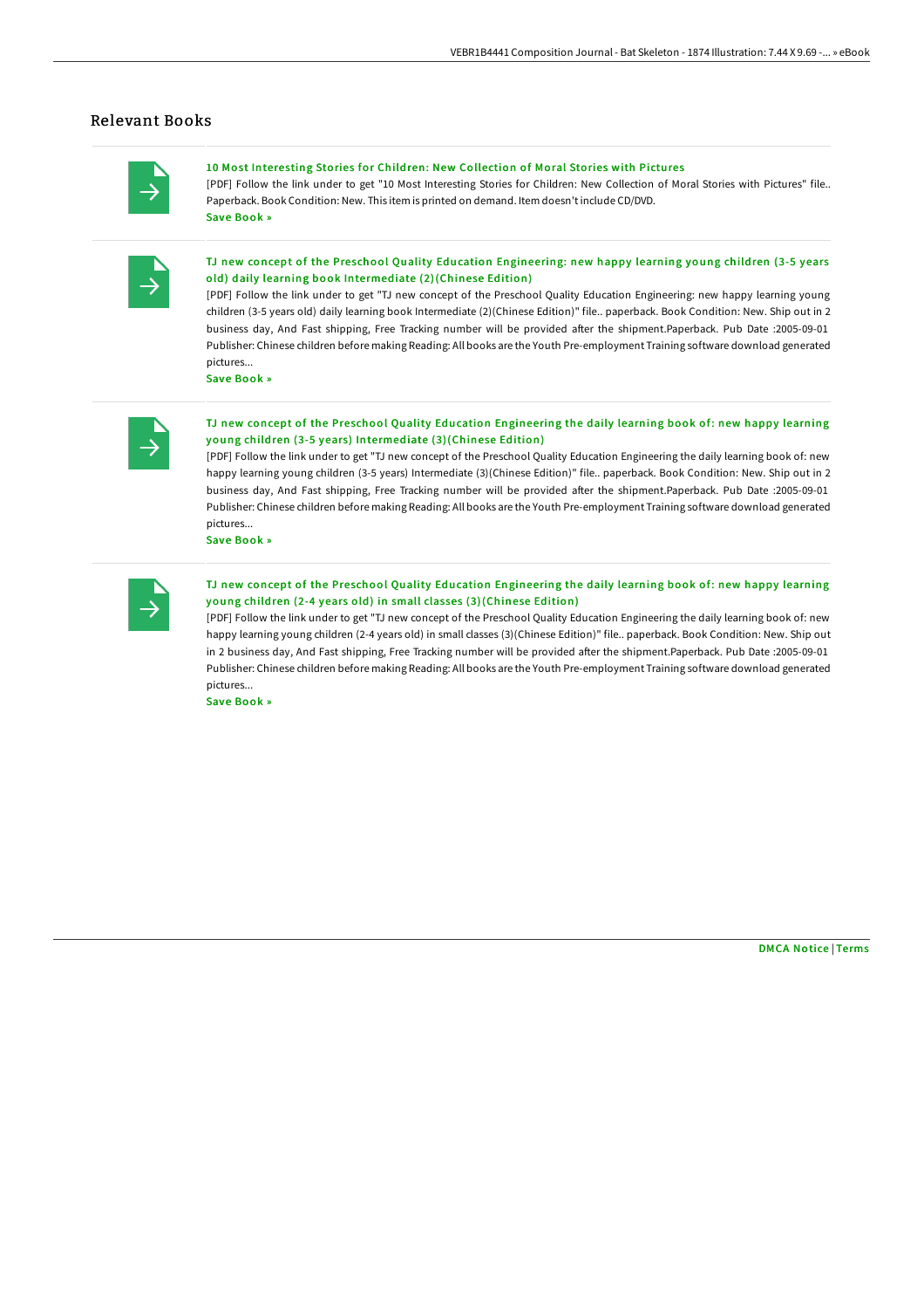## Relevant Books

### 10 Most Interesting Stories for Children: New Collection of Moral Stories with Pictures

[PDF] Follow the link under to get "10 Most Interesting Stories for Children: New Collection of Moral Stories with Pictures" file.. Paperback. Book Condition: New. This item is printed on demand. Item doesn't include CD/DVD.

Save Book »

### TJ new concept of the Preschool Quality Education Engineering: new happy learning young children (3-5 years old) daily learning book Intermediate (2)(Chinese Edition)

[PDF] Follow the link under to get "TJ new concept of the Preschool Quality Education Engineering: new happy learning young children (3-5 years old) daily learning book Intermediate (2)(Chinese Edition)" file.. paperback. Book Condition: New. Ship out in 2 business day, And Fast shipping, Free Tracking number will be provided after the shipment.Paperback. Pub Date :2005-09-01 Publisher: Chinese children before making Reading: All books are the Youth Pre-employment Training software download generated pictures...

Save Book »

### TJ new concept of the Preschool Quality Education Engineering the daily learning book of: new happy learning young children (3-5 years) Intermediate (3)(Chinese Edition)

[PDF] Follow the link under to get "TJ new concept of the Preschool Quality Education Engineering the daily learning book of: new happy learning young children (3-5 years) Intermediate (3)(Chinese Edition)" file.. paperback. Book Condition: New. Ship out in 2 business day, And Fast shipping, Free Tracking number will be provided after the shipment.Paperback. Pub Date :2005-09-01 Publisher: Chinese children before making Reading: All books are the Youth Pre-employment Training software download generated pictures...

Save Book »

### TJ new concept of the Preschool Quality Education Engineering the daily learning book of: new happy learning young children (2-4 years old) in small classes (3)(Chinese Edition)

[PDF] Follow the link under to get "TJ new concept of the Preschool Quality Education Engineering the daily learning book of: new happy learning young children (2-4 years old) in small classes (3)(Chinese Edition)" file.. paperback. Book Condition: New. Ship out in 2 business day, And Fast shipping, Free Tracking number will be provided after the shipment.Paperback. Pub Date :2005-09-01 Publisher: Chinese children before making Reading: All books are the Youth Pre-employment Training software download generated pictures...

Save Book »

DMCA Notice | Terms